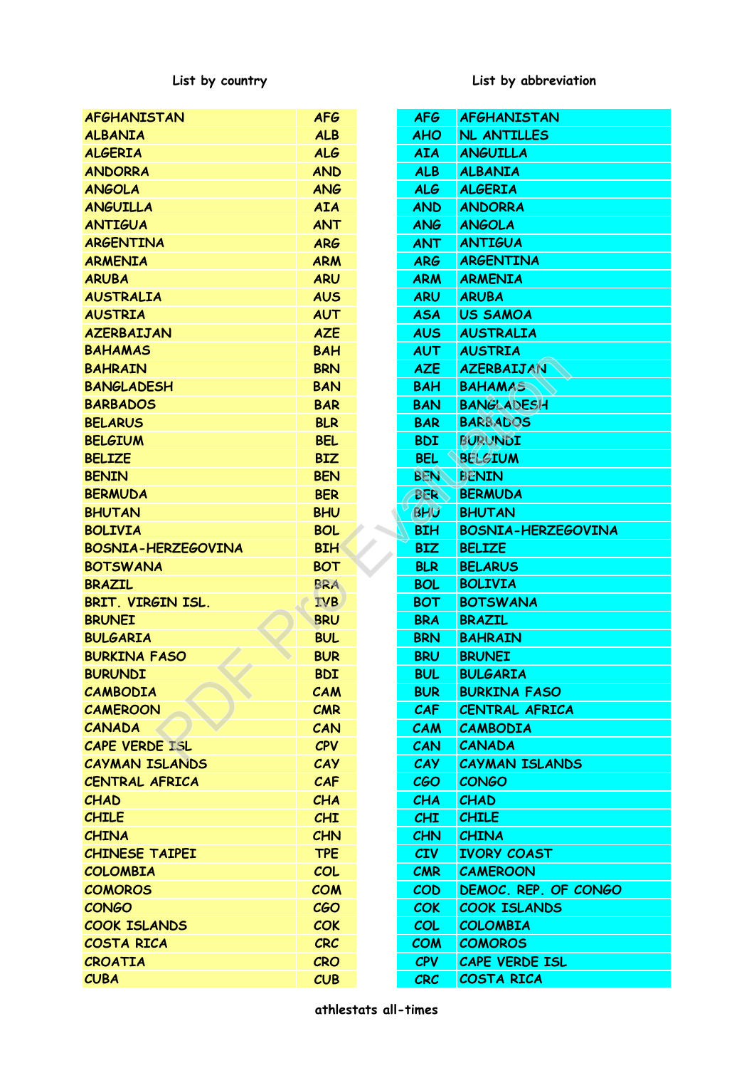| List by country | |
|---|---|
| AFGHANISTAN | AFG |
| ALBANIA | ALB |
| ALGERIA | ALG |
| ANDORRA | AND |
| ANGOLA | ANG |
| ANGUILLA | AIA |
| ANTIGUA | ANT |
| ARGENTINA | ARG |
| ARMENIA | ARM |
| ARUBA | ARU |
| AUSTRALIA | AUS |
| AUSTRIA | AUT |
| AZERBAIJAN | AZE |
| BAHAMAS | BAH |
| BAHRAIN | BRN |
| BANGLADESH | BAN |
| BARBADOS | BAR |
| BELARUS | BLR |
| BELGIUM | BEL |
| BELIZE | BIZ |
| BENIN | BEN |
| BERMUDA | BER |
| BHUTAN | BHU |
| BOLIVIA | BOL |
| BOSNIA-HERZEGOVINA | BIH |
| BOTSWANA | BOT |
| BRAZIL | BRA |
| BRIT. VIRGIN ISL. | IVB |
| BRUNEI | BRU |
| BULGARIA | BUL |
| BURKINA FASO | BUR |
| BURUNDI | BDI |
| CAMBODIA | CAM |
| CAMEROON | CMR |
| CANADA | CAN |
| CAPE VERDE ISL | CPV |
| CAYMAN ISLANDS | CAY |
| CENTRAL AFRICA | CAF |
| CHAD | CHA |
| CHILE | CHI |
| CHINA | CHN |
| CHINESE TAIPEI | TPE |
| COLOMBIA | COL |
| COMOROS | COM |
| CONGO | CGO |
| COOK ISLANDS | COK |
| COSTA RICA | CRC |
| CROATIA | CRO |
| CUBA | CUB |

| List by abbreviation | |
|---|---|
| AFG | AFGHANISTAN |
| AHO | NL ANTILLES |
| AIA | ANGUILLA |
| ALB | ALBANIA |
| ALG | ALGERIA |
| AND | ANDORRA |
| ANG | ANGOLA |
| ANT | ANTIGUA |
| ARG | ARGENTINA |
| ARM | ARMENIA |
| ARU | ARUBA |
| ASA | US SAMOA |
| AUS | AUSTRALIA |
| AUT | AUSTRIA |
| AZE | AZERBAIJAN |
| BAH | BAHAMAS |
| BAN | BANGLADESH |
| BAR | BARBADOS |
| BDI | BURUNDI |
| BEL | BELGIUM |
| BEN | BENIN |
| BER | BERMUDA |
| BHU | BHUTAN |
| BIH | BOSNIA-HERZEGOVINA |
| BIZ | BELIZE |
| BLR | BELARUS |
| BOL | BOLIVIA |
| BOT | BOTSWANA |
| BRA | BRAZIL |
| BRN | BAHRAIN |
| BRU | BRUNEI |
| BUL | BULGARIA |
| BUR | BURKINA FASO |
| CAF | CENTRAL AFRICA |
| CAM | CAMBODIA |
| CAN | CANADA |
| CAY | CAYMAN ISLANDS |
| CGO | CONGO |
| CHA | CHAD |
| CHI | CHILE |
| CHN | CHINA |
| CIV | IVORY COAST |
| CMR | CAMEROON |
| COD | DEMOC. REP. OF CONGO |
| COK | COOK ISLANDS |
| COL | COLOMBIA |
| COM | COMOROS |
| CPV | CAPE VERDE ISL |
| CRC | COSTA RICA |

athlestats all-times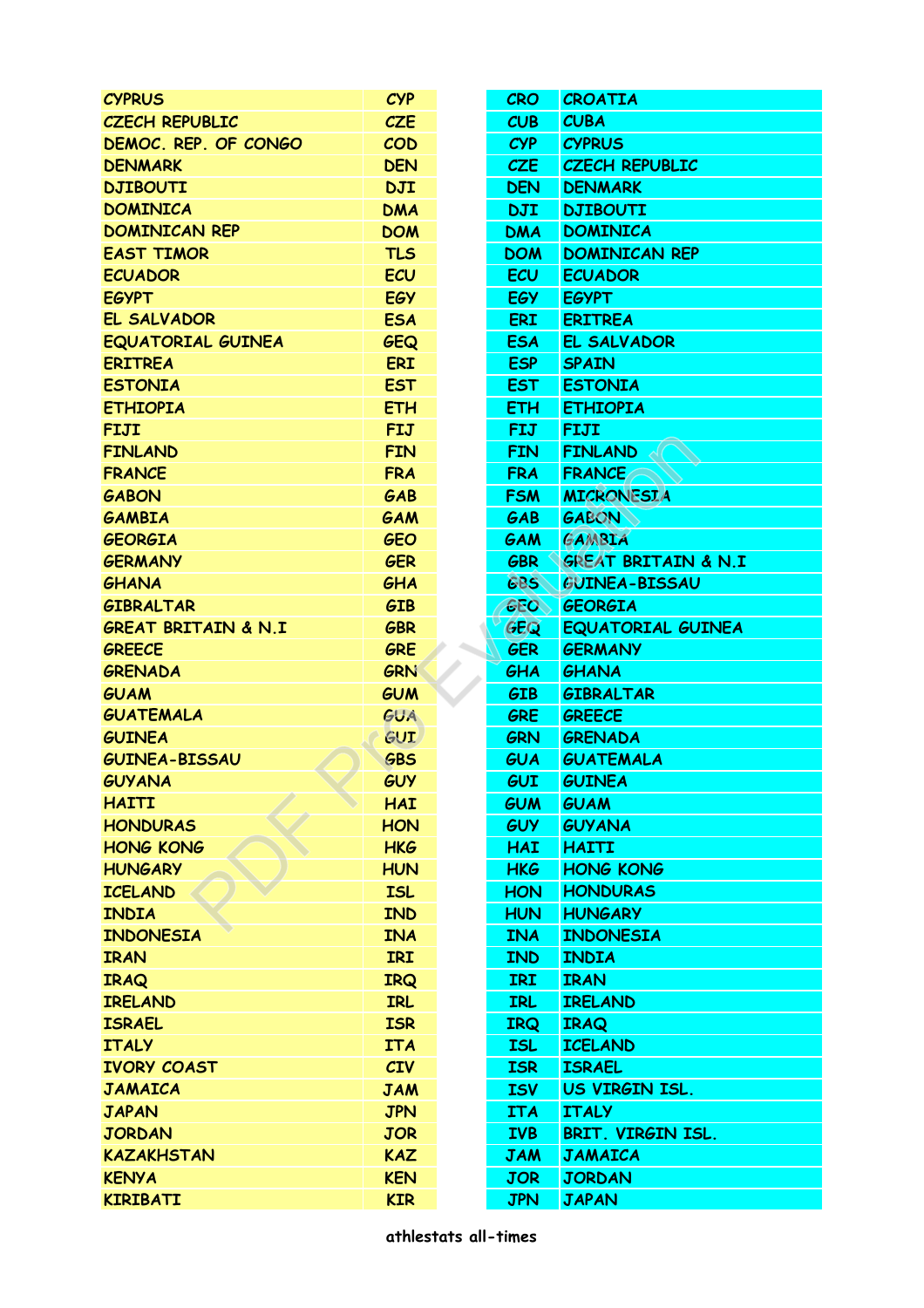| | |
|---|---|
| CYPRUS | CYP |
| CZECH REPUBLIC | CZE |
| DEMOC. REP. OF CONGO | COD |
| DENMARK | DEN |
| DJIBOUTI | DJI |
| DOMINICA | DMA |
| DOMINICAN REP | DOM |
| EAST TIMOR | TLS |
| ECUADOR | ECU |
| EGYPT | EGY |
| EL SALVADOR | ESA |
| EQUATORIAL GUINEA | GEQ |
| ERITREA | ERI |
| ESTONIA | EST |
| ETHIOPIA | ETH |
| FIJI | FIJ |
| FINLAND | FIN |
| FRANCE | FRA |
| GABON | GAB |
| GAMBIA | GAM |
| GEORGIA | GEO |
| GERMANY | GER |
| GHANA | GHA |
| GIBRALTAR | GIB |
| GREAT BRITAIN & N.I | GBR |
| GREECE | GRE |
| GRENADA | GRN |
| GUAM | GUM |
| GUATEMALA | GUA |
| GUINEA | GUI |
| GUINEA-BISSAU | GBS |
| GUYANA | GUY |
| HAITI | HAI |
| HONDURAS | HON |
| HONG KONG | HKG |
| HUNGARY | HUN |
| ICELAND | ISL |
| INDIA | IND |
| INDONESIA | INA |
| IRAN | IRI |
| IRAQ | IRQ |
| IRELAND | IRL |
| ISRAEL | ISR |
| ITALY | ITA |
| IVORY COAST | CIV |
| JAMAICA | JAM |
| JAPAN | JPN |
| JORDAN | JOR |
| KAZAKHSTAN | KAZ |
| KENYA | KEN |
| KIRIBATI | KIR |

| | |
|---|---|
| CRO | CROATIA |
| CUB | CUBA |
| CYP | CYPRUS |
| CZE | CZECH REPUBLIC |
| DEN | DENMARK |
| DJI | DJIBOUTI |
| DMA | DOMINICA |
| DOM | DOMINICAN REP |
| ECU | ECUADOR |
| EGY | EGYPT |
| ERI | ERITREA |
| ESA | EL SALVADOR |
| ESP | SPAIN |
| EST | ESTONIA |
| ETH | ETHIOPIA |
| FIJ | FIJI |
| FIN | FINLAND |
| FRA | FRANCE |
| FSM | MICRONESIA |
| GAB | GABON |
| GAM | GAMBIA |
| GBR | GREAT BRITAIN & N.I |
| GBS | GUINEA-BISSAU |
| GEO | GEORGIA |
| GEQ | EQUATORIAL GUINEA |
| GER | GERMANY |
| GHA | GHANA |
| GIB | GIBRALTAR |
| GRE | GREECE |
| GRN | GRENADA |
| GUA | GUATEMALA |
| GUI | GUINEA |
| GUM | GUAM |
| GUY | GUYANA |
| HAI | HAITI |
| HKG | HONG KONG |
| HON | HONDURAS |
| HUN | HUNGARY |
| INA | INDONESIA |
| IND | INDIA |
| IRI | IRAN |
| IRL | IRELAND |
| IRQ | IRAQ |
| ISL | ICELAND |
| ISR | ISRAEL |
| ISV | US VIRGIN ISL. |
| ITA | ITALY |
| IVB | BRIT. VIRGIN ISL. |
| JAM | JAMAICA |
| JOR | JORDAN |
| JPN | JAPAN |

athlestats all-times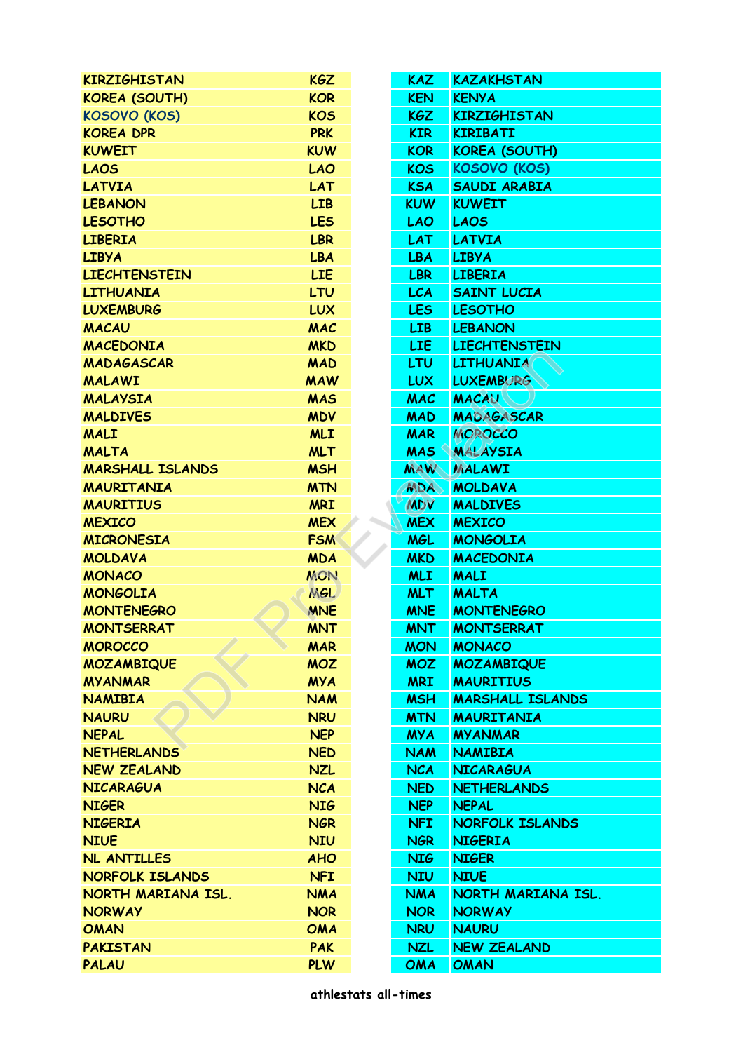| COUNTRY | CODE |
|---|---|
| KIRZIGHISTAN | KGZ |
| KOREA (SOUTH) | KOR |
| KOSOVO (KOS) | KOS |
| KOREA DPR | PRK |
| KUWEIT | KUW |
| LAOS | LAO |
| LATVIA | LAT |
| LEBANON | LIB |
| LESOTHO | LES |
| LIBERIA | LBR |
| LIBYA | LBA |
| LIECHTENSTEIN | LIE |
| LITHUANIA | LTU |
| LUXEMBURG | LUX |
| MACAU | MAC |
| MACEDONIA | MKD |
| MADAGASCAR | MAD |
| MALAWI | MAW |
| MALAYSIA | MAS |
| MALDIVES | MDV |
| MALI | MLI |
| MALTA | MLT |
| MARSHALL ISLANDS | MSH |
| MAURITANIA | MTN |
| MAURITIUS | MRI |
| MEXICO | MEX |
| MICRONESIA | FSM |
| MOLDAVA | MDA |
| MONACO | MON |
| MONGOLIA | MGL |
| MONTENEGRO | MNE |
| MONTSERRAT | MNT |
| MOROCCO | MAR |
| MOZAMBIQUE | MOZ |
| MYANMAR | MYA |
| NAMIBIA | NAM |
| NAURU | NRU |
| NEPAL | NEP |
| NETHERLANDS | NED |
| NEW ZEALAND | NZL |
| NICARAGUA | NCA |
| NIGER | NIG |
| NIGERIA | NGR |
| NIUE | NIU |
| NL ANTILLES | AHO |
| NORFOLK ISLANDS | NFI |
| NORTH MARIANA ISL. | NMA |
| NORWAY | NOR |
| OMAN | OMA |
| PAKISTAN | PAK |
| PALAU | PLW |

| CODE | COUNTRY |
|---|---|
| KAZ | KAZAKHSTAN |
| KEN | KENYA |
| KGZ | KIRZIGHISTAN |
| KIR | KIRIBATI |
| KOR | KOREA (SOUTH) |
| KOS | KOSOVO (KOS) |
| KSA | SAUDI ARABIA |
| KUW | KUWEIT |
| LAO | LAOS |
| LAT | LATVIA |
| LBA | LIBYA |
| LBR | LIBERIA |
| LCA | SAINT LUCIA |
| LES | LESOTHO |
| LIB | LEBANON |
| LIE | LIECHTENSTEIN |
| LTU | LITHUANIA |
| LUX | LUXEMBURG |
| MAC | MACAU |
| MAD | MADAGASCAR |
| MAR | MOROCCO |
| MAS | MALAYSIA |
| MAW | MALAWI |
| MDA | MOLDAVA |
| MDV | MALDIVES |
| MEX | MEXICO |
| MGL | MONGOLIA |
| MKD | MACEDONIA |
| MLI | MALI |
| MLT | MALTA |
| MNE | MONTENEGRO |
| MNT | MONTSERRAT |
| MON | MONACO |
| MOZ | MOZAMBIQUE |
| MRI | MAURITIUS |
| MSH | MARSHALL ISLANDS |
| MTN | MAURITANIA |
| MYA | MYANMAR |
| NAM | NAMIBIA |
| NCA | NICARAGUA |
| NED | NETHERLANDS |
| NEP | NEPAL |
| NFI | NORFOLK ISLANDS |
| NGR | NIGERIA |
| NIG | NIGER |
| NIU | NIUE |
| NMA | NORTH MARIANA ISL. |
| NOR | NORWAY |
| NRU | NAURU |
| NZL | NEW ZEALAND |
| OMA | OMAN |

athlestats all-times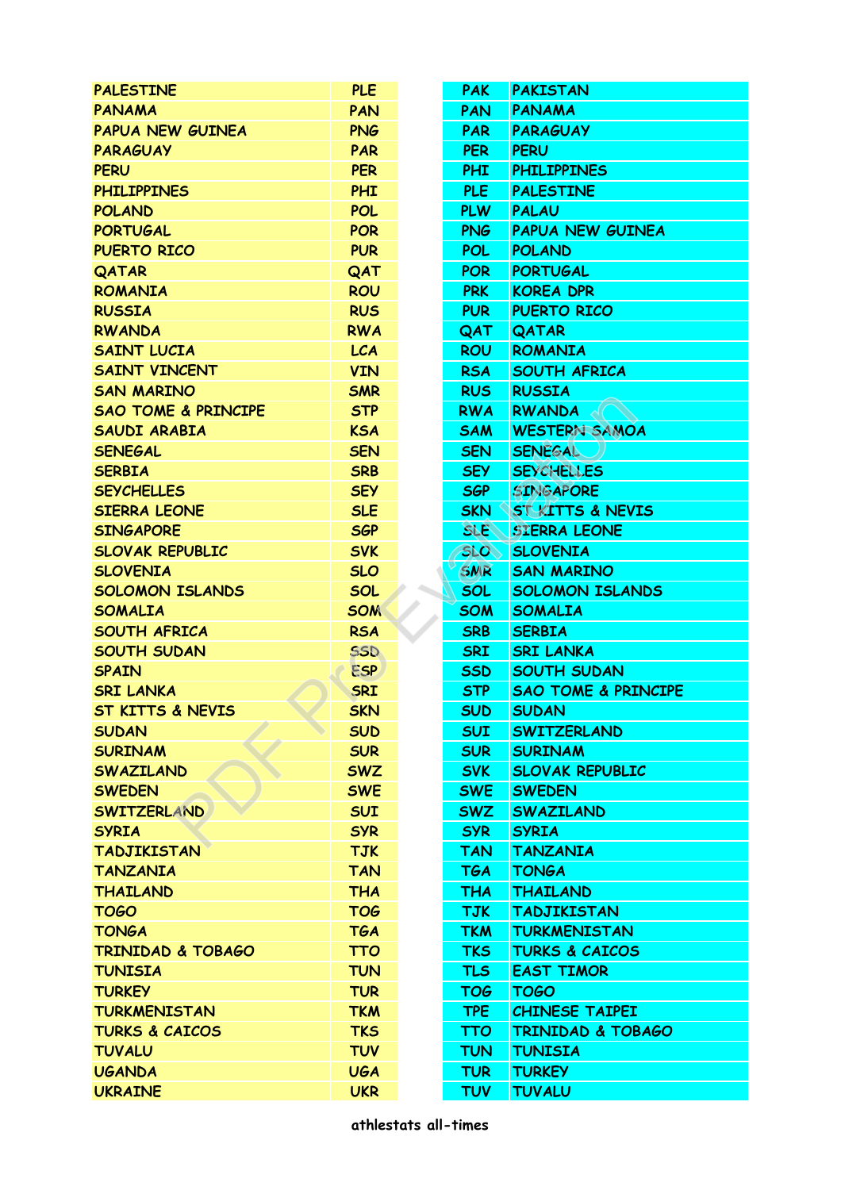| COUNTRY | CODE |
|---|---|
| PALESTINE | PLE |
| PANAMA | PAN |
| PAPUA NEW GUINEA | PNG |
| PARAGUAY | PAR |
| PERU | PER |
| PHILIPPINES | PHI |
| POLAND | POL |
| PORTUGAL | POR |
| PUERTO RICO | PUR |
| QATAR | QAT |
| ROMANIA | ROU |
| RUSSIA | RUS |
| RWANDA | RWA |
| SAINT LUCIA | LCA |
| SAINT VINCENT | VIN |
| SAN MARINO | SMR |
| SAO TOME & PRINCIPE | STP |
| SAUDI ARABIA | KSA |
| SENEGAL | SEN |
| SERBIA | SRB |
| SEYCHELLES | SEY |
| SIERRA LEONE | SLE |
| SINGAPORE | SGP |
| SLOVAK REPUBLIC | SVK |
| SLOVENIA | SLO |
| SOLOMON ISLANDS | SOL |
| SOMALIA | SOM |
| SOUTH AFRICA | RSA |
| SOUTH SUDAN | SSD |
| SPAIN | ESP |
| SRI LANKA | SRI |
| ST KITTS & NEVIS | SKN |
| SUDAN | SUD |
| SURINAM | SUR |
| SWAZILAND | SWZ |
| SWEDEN | SWE |
| SWITZERLAND | SUI |
| SYRIA | SYR |
| TADJIKISTAN | TJK |
| TANZANIA | TAN |
| THAILAND | THA |
| TOGO | TOG |
| TONGA | TGA |
| TRINIDAD & TOBAGO | TTO |
| TUNISIA | TUN |
| TURKEY | TUR |
| TURKMENISTAN | TKM |
| TURKS & CAICOS | TKS |
| TUVALU | TUV |
| UGANDA | UGA |
| UKRAINE | UKR |

| CODE | COUNTRY |
|---|---|
| PAK | PAKISTAN |
| PAN | PANAMA |
| PAR | PARAGUAY |
| PER | PERU |
| PHI | PHILIPPINES |
| PLE | PALESTINE |
| PLW | PALAU |
| PNG | PAPUA NEW GUINEA |
| POL | POLAND |
| POR | PORTUGAL |
| PRK | KOREA DPR |
| PUR | PUERTO RICO |
| QAT | QATAR |
| ROU | ROMANIA |
| RSA | SOUTH AFRICA |
| RUS | RUSSIA |
| RWA | RWANDA |
| SAM | WESTERN SAMOA |
| SEN | SENEGAL |
| SEY | SEYCHELLES |
| SGP | SINGAPORE |
| SKN | ST KITTS & NEVIS |
| SLE | SIERRA LEONE |
| SLO | SLOVENIA |
| SMR | SAN MARINO |
| SOL | SOLOMON ISLANDS |
| SOM | SOMALIA |
| SRB | SERBIA |
| SRI | SRI LANKA |
| SSD | SOUTH SUDAN |
| STP | SAO TOME & PRINCIPE |
| SUD | SUDAN |
| SUI | SWITZERLAND |
| SUR | SURINAM |
| SVK | SLOVAK REPUBLIC |
| SWE | SWEDEN |
| SWZ | SWAZILAND |
| SYR | SYRIA |
| TAN | TANZANIA |
| TGA | TONGA |
| THA | THAILAND |
| TJK | TADJIKISTAN |
| TKM | TURKMENISTAN |
| TKS | TURKS & CAICOS |
| TLS | EAST TIMOR |
| TOG | TOGO |
| TPE | CHINESE TAIPEI |
| TTO | TRINIDAD & TOBAGO |
| TUN | TUNISIA |
| TUR | TURKEY |
| TUV | TUVALU |

athlestats all-times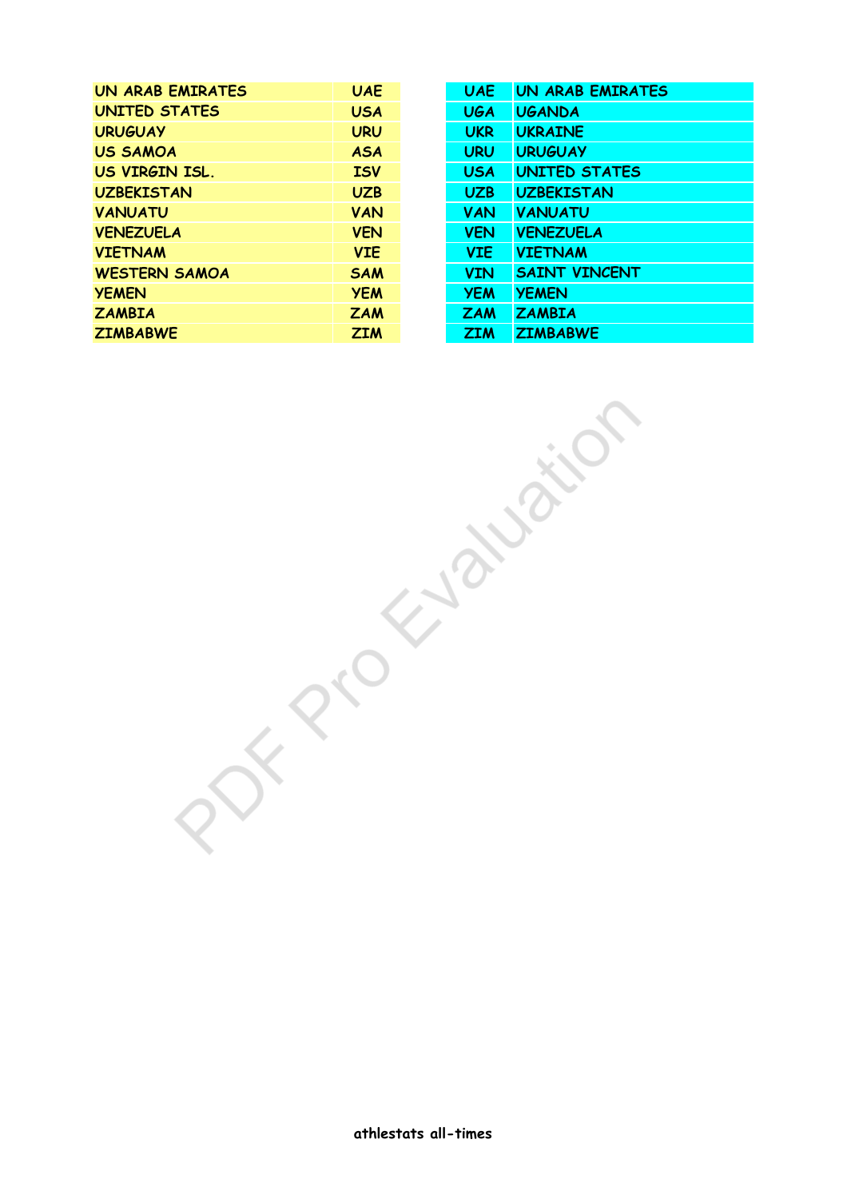| | |
|---|---|
| UN ARAB EMIRATES | UAE |
| UNITED STATES | USA |
| URUGUAY | URU |
| US SAMOA | ASA |
| US VIRGIN ISL. | ISV |
| UZBEKISTAN | UZB |
| VANUATU | VAN |
| VENEZUELA | VEN |
| VIETNAM | VIE |
| WESTERN SAMOA | SAM |
| YEMEN | YEM |
| ZAMBIA | ZAM |
| ZIMBABWE | ZIM |

| | |
|---|---|
| UAE | UN ARAB EMIRATES |
| UGA | UGANDA |
| UKR | UKRAINE |
| URU | URUGUAY |
| USA | UNITED STATES |
| UZB | UZBEKISTAN |
| VAN | VANUATU |
| VEN | VENEZUELA |
| VIE | VIETNAM |
| VIN | SAINT VINCENT |
| YEM | YEMEN |
| ZAM | ZAMBIA |
| ZIM | ZIMBABWE |